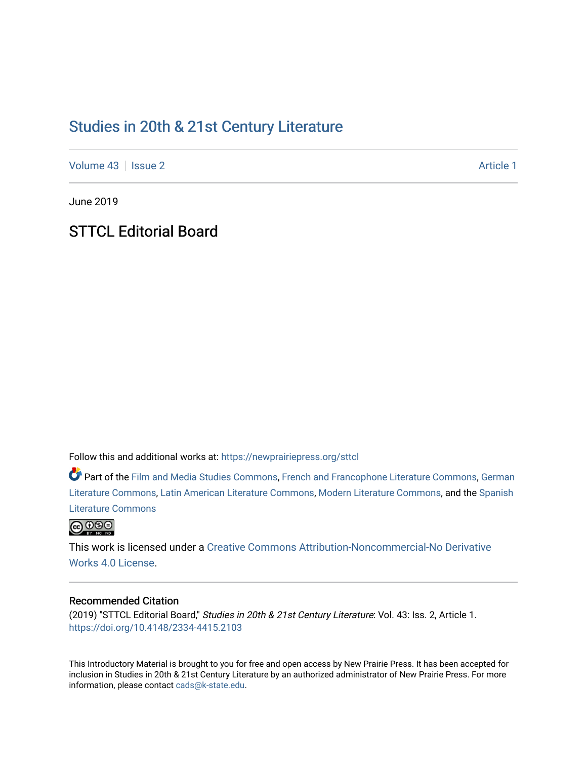# Studies in 20th & 21st Century Literature

Volume 43 | Issue 2 | Article 1

June 2019

## STTCL Editorial Board

Follow this and additional works at: https://newprairiepress.org/sttcl

Part of the Film and Media Studies Commons, French and Francophone Literature Commons, German Literature Commons, Latin American Literature Commons, Modern Literature Commons, and the Spanish Literature Commons

This work is licensed under a Creative Commons Attribution-Noncommercial-No Derivative Works 4.0 License.

### Recommended Citation

(2019) "STTCL Editorial Board," *Studies in 20th & 21st Century Literature*: Vol. 43: Iss. 2, Article 1. https://doi.org/10.4148/2334-4415.2103

This Introductory Material is brought to you for free and open access by New Prairie Press. It has been accepted for inclusion in Studies in 20th & 21st Century Literature by an authorized administrator of New Prairie Press. For more information, please contact cads@k-state.edu.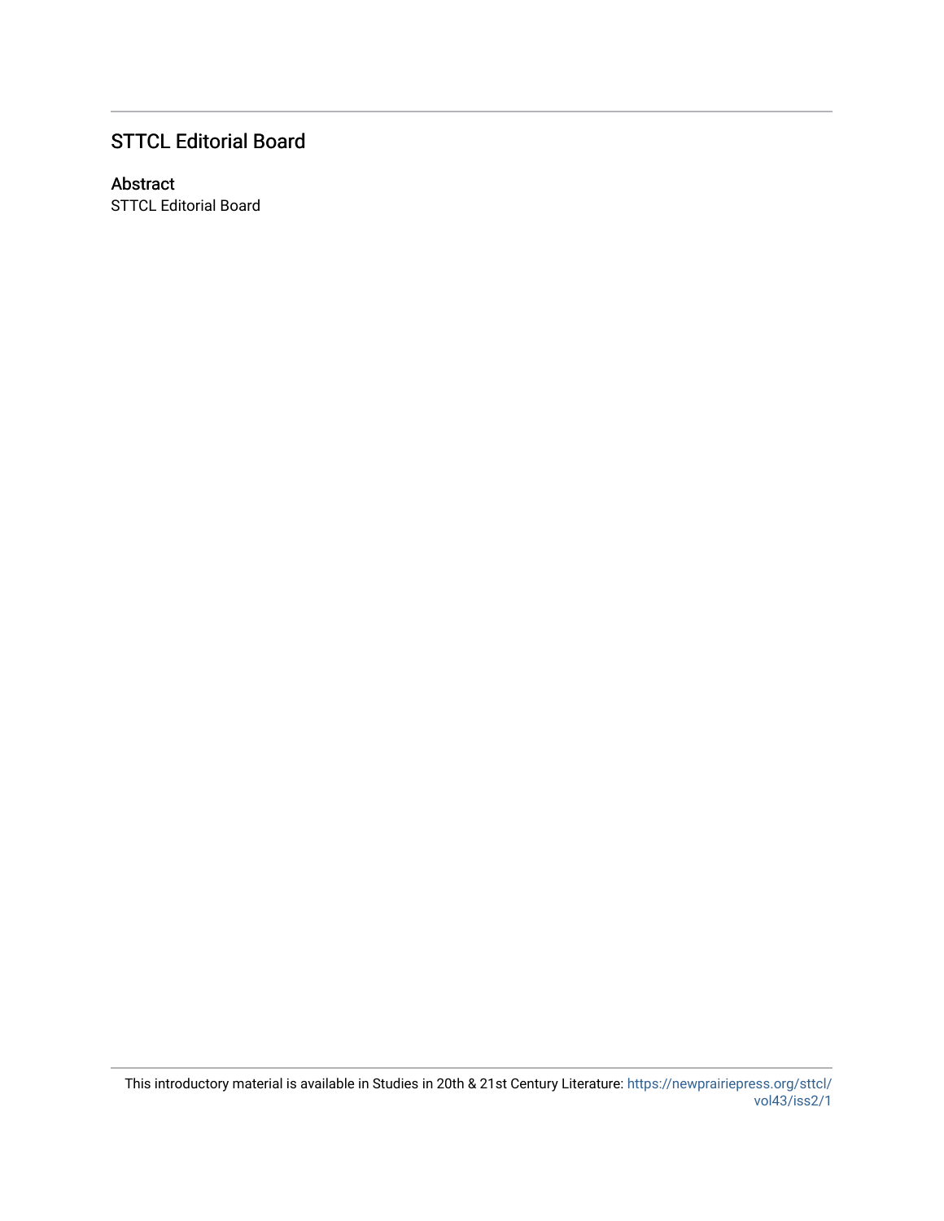## STTCL Editorial Board

### Abstract

STTCL Editorial Board

This introductory material is available in Studies in 20th & 21st Century Literature: https://newprairiepress.org/sttcl/vol43/iss2/1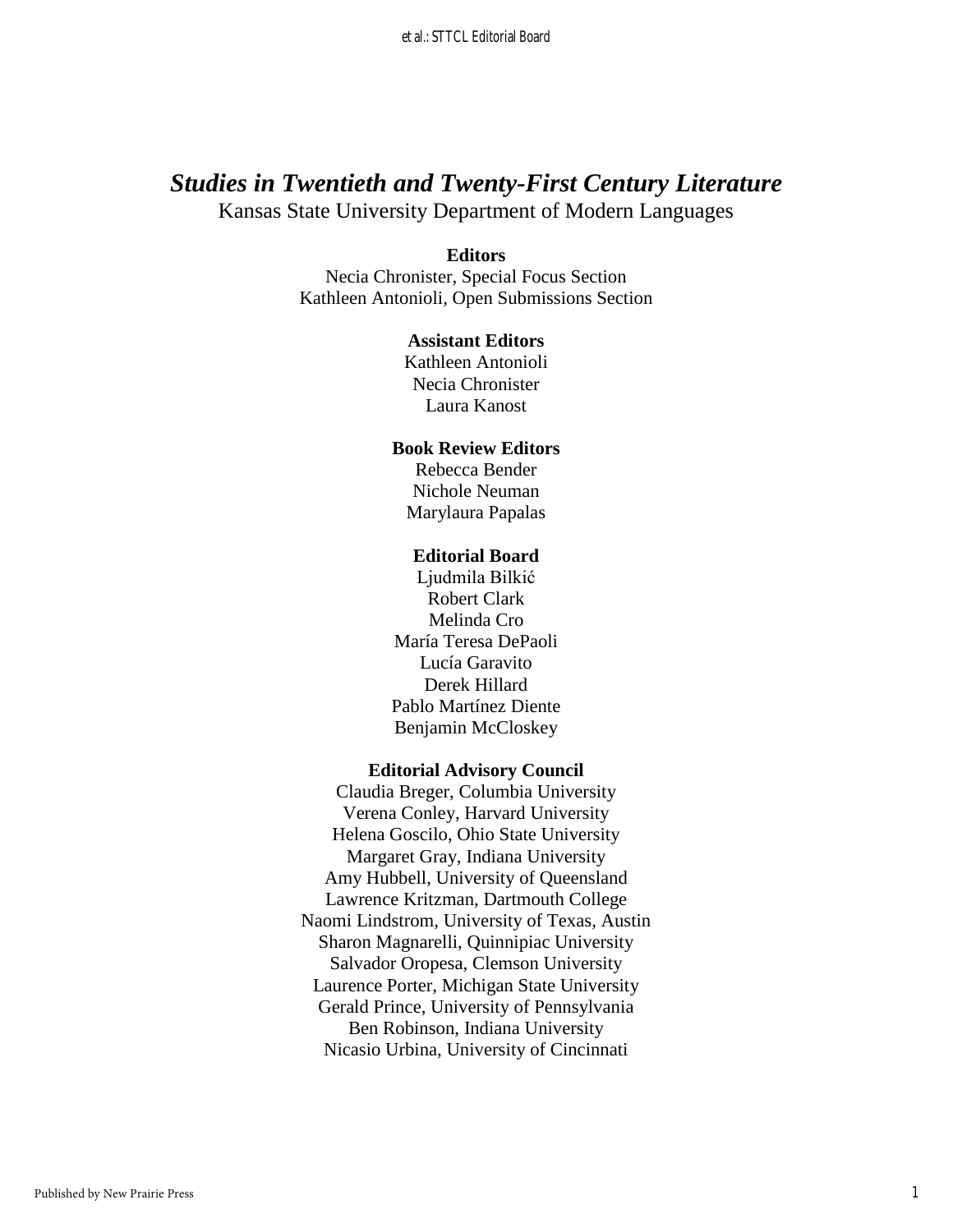# *Studies in Twentieth and Twenty-First Century Literature*

Kansas State University Department of Modern Languages

**Editors**

Necia Chronister, Special Focus Section
Kathleen Antonioli, Open Submissions Section

**Assistant Editors**

Kathleen Antonioli
Necia Chronister
Laura Kanost

**Book Review Editors**

Rebecca Bender
Nichole Neuman
Marylaura Papalas

**Editorial Board**

Ljudmila Bilkić
Robert Clark
Melinda Cro
María Teresa DePaoli
Lucía Garavito
Derek Hillard
Pablo Martínez Diente
Benjamin McCloskey

**Editorial Advisory Council**

Claudia Breger, Columbia University
Verena Conley, Harvard University
Helena Goscilo, Ohio State University
Margaret Gray, Indiana University
Amy Hubbell, University of Queensland
Lawrence Kritzman, Dartmouth College
Naomi Lindstrom, University of Texas, Austin
Sharon Magnarelli, Quinnipiac University
Salvador Oropesa, Clemson University
Laurence Porter, Michigan State University
Gerald Prince, University of Pennsylvania
Ben Robinson, Indiana University
Nicasio Urbina, University of Cincinnati